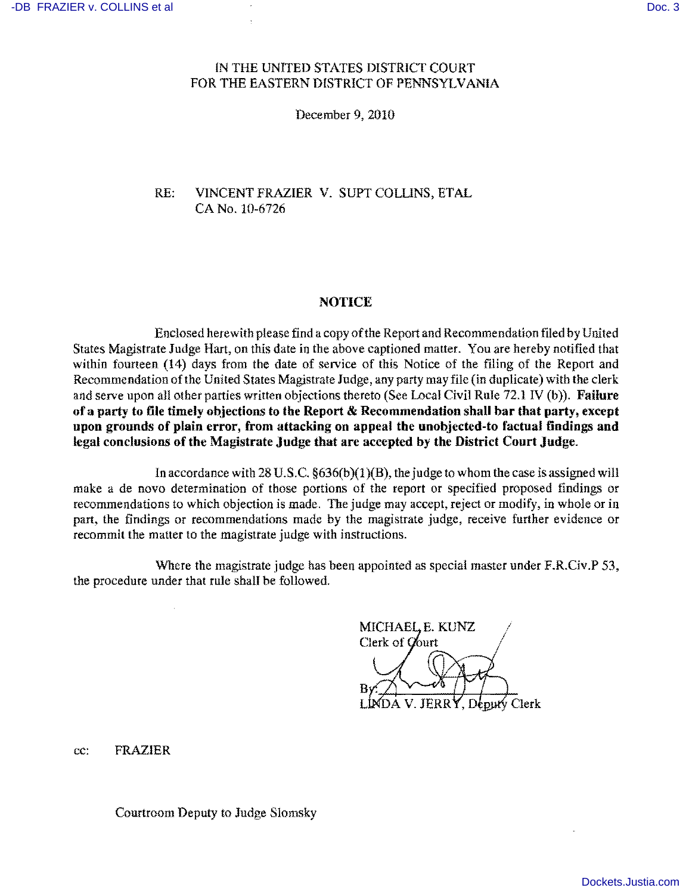IN THE UNITED STATES DISTRICT COURT
FOR THE EASTERN DISTRICT OF PENNSYLVANIA

December 9, 2010

RE: VINCENT FRAZIER V. SUPT COLLINS, ETAL
CA No. 10-6726

## NOTICE

Enclosed herewith please find a copy of the Report and Recommendation filed by United States Magistrate Judge Hart, on this date in the above captioned matter. You are hereby notified that within fourteen (14) days from the date of service of this Notice of the filing of the Report and Recommendation of the United States Magistrate Judge, any party may file (in duplicate) with the clerk and serve upon all other parties written objections thereto (See Local Civil Rule 72.1 IV (b)). **Failure of a party to file timely objections to the Report & Recommendation shall bar that party, except upon grounds of plain error, from attacking on appeal the unobjected-to factual findings and legal conclusions of the Magistrate Judge that are accepted by the District Court Judge.**

In accordance with 28 U.S.C. §636(b)(1)(B), the judge to whom the case is assigned will make a de novo determination of those portions of the report or specified proposed findings or recommendations to which objection is made. The judge may accept, reject or modify, in whole or in part, the findings or recommendations made by the magistrate judge, receive further evidence or recommit the matter to the magistrate judge with instructions.

Where the magistrate judge has been appointed as special master under F.R.Civ.P 53, the procedure under that rule shall be followed.

MICHAEL E. KUNZ
Clerk of Court

By: LINDA V. JERRY, Deputy Clerk

cc: FRAZIER

Courtroom Deputy to Judge Slomsky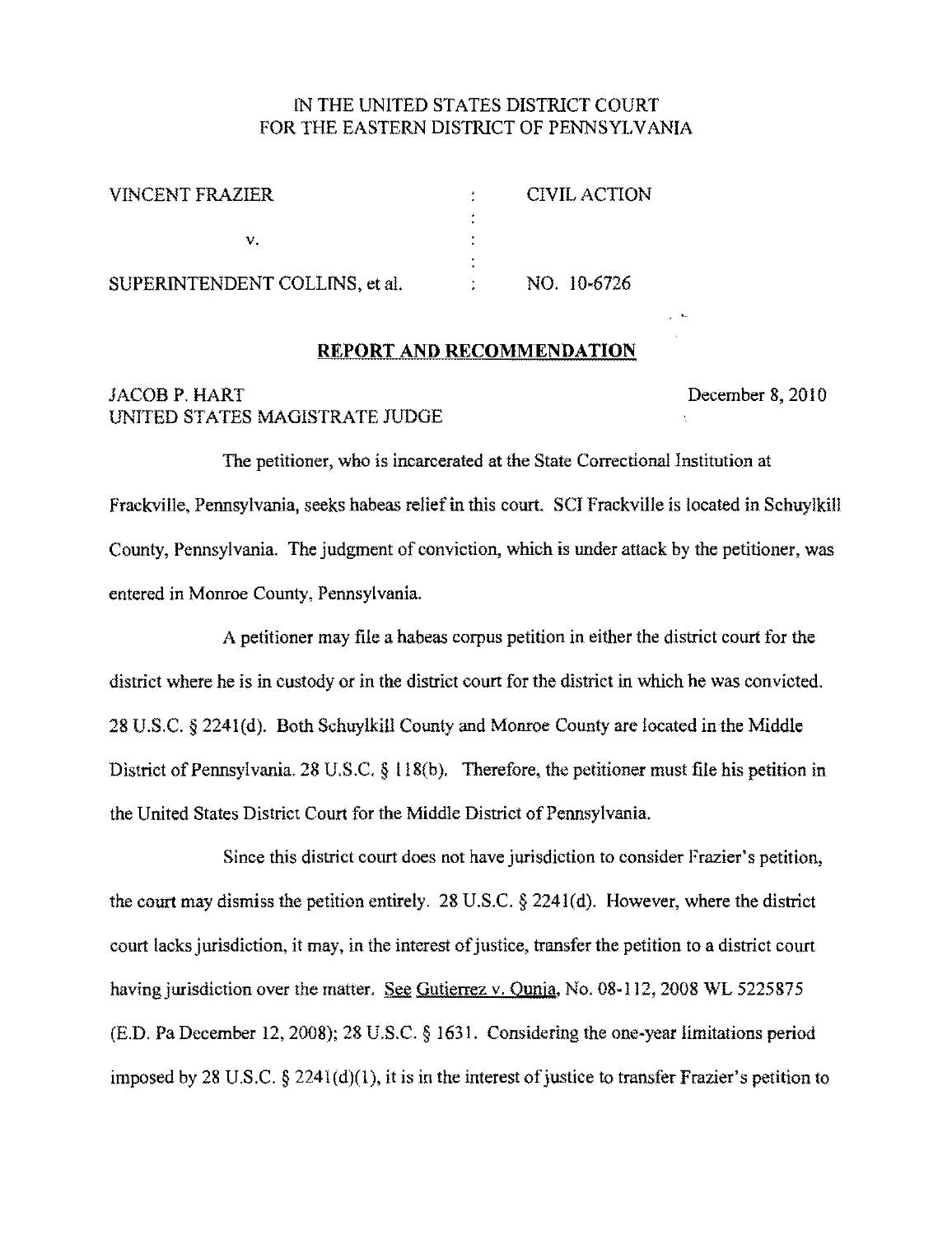IN THE UNITED STATES DISTRICT COURT
FOR THE EASTERN DISTRICT OF PENNSYLVANIA

| | | |
|---|---|---|
| VINCENT FRAZIER | : | CIVIL ACTION |
| v. | : | |
| SUPERINTENDENT COLLINS, et al. | : | NO. 10-6726 |

**REPORT AND RECOMMENDATION**

JACOB P. HART
UNITED STATES MAGISTRATE JUDGE

December 8, 2010

The petitioner, who is incarcerated at the State Correctional Institution at Frackville, Pennsylvania, seeks habeas relief in this court. SCI Frackville is located in Schuylkill County, Pennsylvania. The judgment of conviction, which is under attack by the petitioner, was entered in Monroe County, Pennsylvania.

A petitioner may file a habeas corpus petition in either the district court for the district where he is in custody or in the district court for the district in which he was convicted. 28 U.S.C. § 2241(d). Both Schuylkill County and Monroe County are located in the Middle District of Pennsylvania. 28 U.S.C. § 118(b). Therefore, the petitioner must file his petition in the United States District Court for the Middle District of Pennsylvania.

Since this district court does not have jurisdiction to consider Frazier's petition, the court may dismiss the petition entirely. 28 U.S.C. § 2241(d). However, where the district court lacks jurisdiction, it may, in the interest of justice, transfer the petition to a district court having jurisdiction over the matter. See Gutierrez v. Ounia, No. 08-112, 2008 WL 5225875 (E.D. Pa December 12, 2008); 28 U.S.C. § 1631. Considering the one-year limitations period imposed by 28 U.S.C. § 2241(d)(1), it is in the interest of justice to transfer Frazier's petition to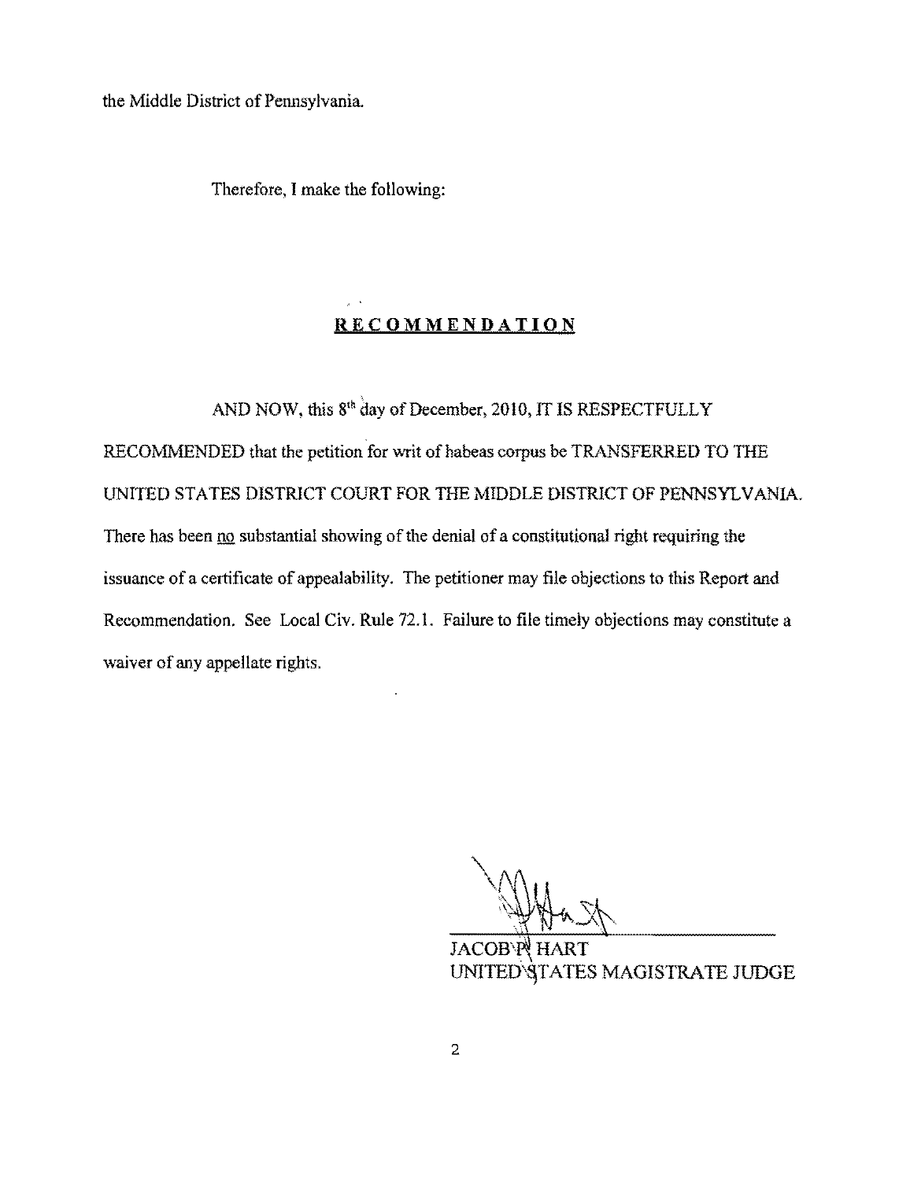the Middle District of Pennsylvania.

Therefore, I make the following:

## RECOMMENDATION

AND NOW, this 8th day of December, 2010, IT IS RESPECTFULLY RECOMMENDED that the petition for writ of habeas corpus be TRANSFERRED TO THE UNITED STATES DISTRICT COURT FOR THE MIDDLE DISTRICT OF PENNSYLVANIA. There has been no substantial showing of the denial of a constitutional right requiring the issuance of a certificate of appealability. The petitioner may file objections to this Report and Recommendation. See Local Civ. Rule 72.1. Failure to file timely objections may constitute a waiver of any appellate rights.

JACOB P. HART
UNITED STATES MAGISTRATE JUDGE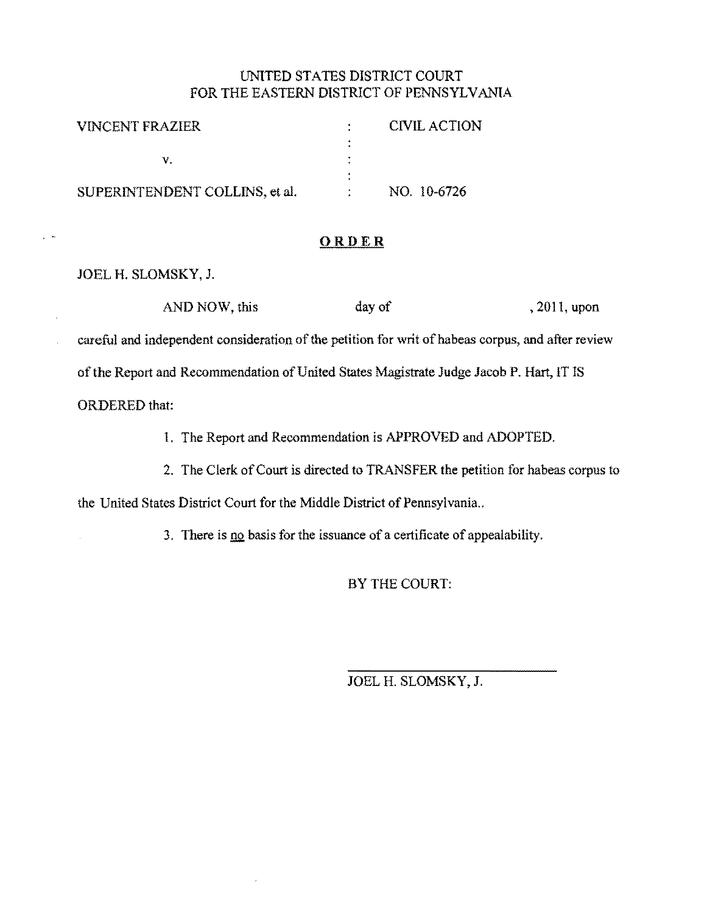UNITED STATES DISTRICT COURT
FOR THE EASTERN DISTRICT OF PENNSYLVANIA

| | | |
|---|---|---|
| VINCENT FRAZIER | : | CIVIL ACTION |
| | : | |
| v. | : | |
| | : | |
| SUPERINTENDENT COLLINS, et al. | : | NO. 10-6726 |

## ORDER

JOEL H. SLOMSKY, J.

AND NOW, this day of , 2011, upon careful and independent consideration of the petition for writ of habeas corpus, and after review of the Report and Recommendation of United States Magistrate Judge Jacob P. Hart, IT IS ORDERED that:

1. The Report and Recommendation is APPROVED and ADOPTED.

2. The Clerk of Court is directed to TRANSFER the petition for habeas corpus to the United States District Court for the Middle District of Pennsylvania..

3. There is no basis for the issuance of a certificate of appealability.

BY THE COURT:

JOEL H. SLOMSKY, J.